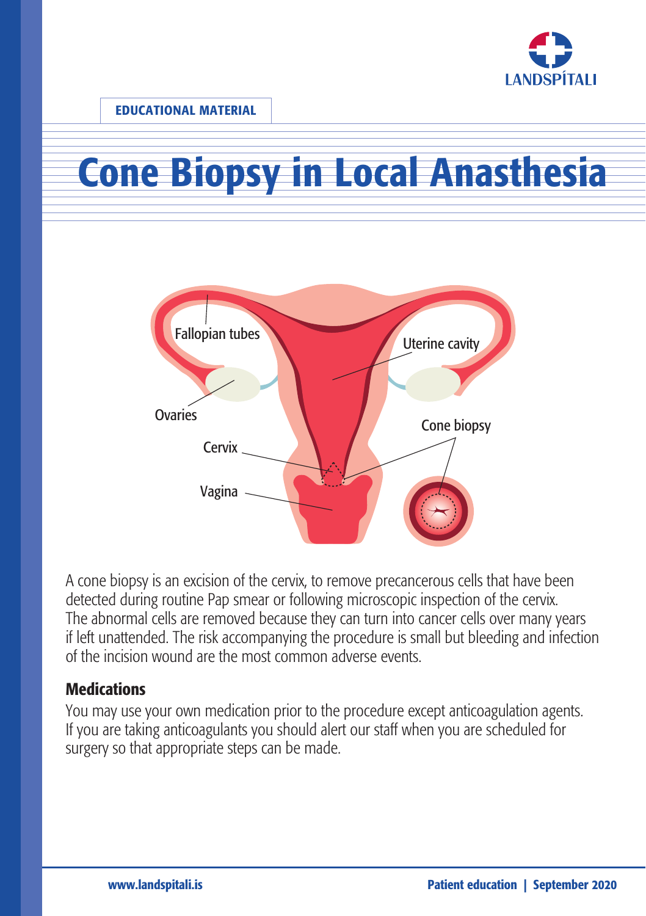EDUCATIONAL MATERIAL

# Cone Biopsy in Local Anasthesia

A cone biopsy is an excision of the cervix, to remove precancerous cells that have been detected during routine Pap smear or following microscopic inspection of the cervix. The abnormal cells are removed because they can turn into cancer cells over many years if left unattended. The risk accompanying the procedure is small but bleeding and infection of the incision wound are the most common adverse events.

## Medications

You may use your own medication prior to the procedure except anticoagulation agents. If you are taking anticoagulants you should alert our staff when you are scheduled for surgery so that appropriate steps can be made.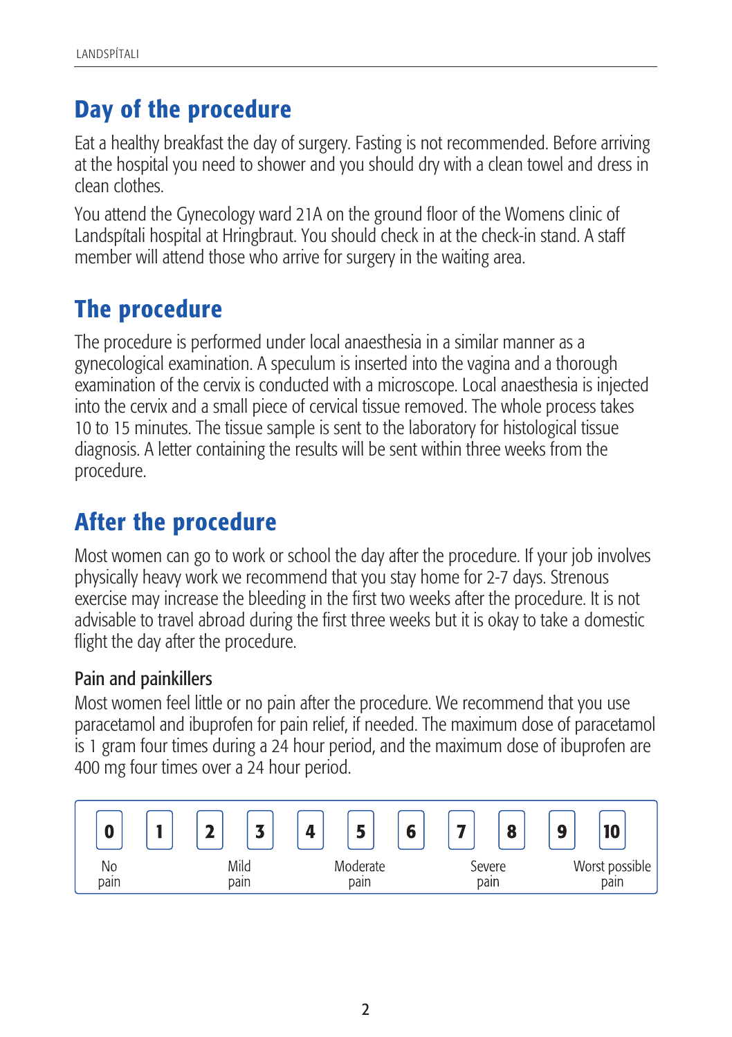## Day of the procedure

Eat a healthy breakfast the day of surgery. Fasting is not recommended. Before arriving at the hospital you need to shower and you should dry with a clean towel and dress in clean clothes.

You attend the Gynecology ward 21A on the ground floor of the Womens clinic of Landspítali hospital at Hringbraut. You should check in at the check-in stand. A staff member will attend those who arrive for surgery in the waiting area.

## The procedure

The procedure is performed under local anaesthesia in a similar manner as a gynecological examination. A speculum is inserted into the vagina and a thorough examination of the cervix is conducted with a microscope. Local anaesthesia is injected into the cervix and a small piece of cervical tissue removed. The whole process takes 10 to 15 minutes. The tissue sample is sent to the laboratory for histological tissue diagnosis. A letter containing the results will be sent within three weeks from the procedure.

## After the procedure

Most women can go to work or school the day after the procedure. If your job involves physically heavy work we recommend that you stay home for 2-7 days. Strenuous exercise may increase the bleeding in the first two weeks after the procedure. It is not advisable to travel abroad during the first three weeks but it is okay to take a domestic flight the day after the procedure.

### Pain and painkillers

Most women feel little or no pain after the procedure. We recommend that you use paracetamol and ibuprofen for pain relief, if needed. The maximum dose of paracetamol is 1 gram four times during a 24 hour period, and the maximum dose of ibuprofen are 400 mg four times over a 24 hour period.

| 0 | 1 | 2 | 3 | 4 | 5 | 6 | 7 | 8 | 9 | 10 |
|---|---|---|---|---|---|---|---|---|---|---|
| No pain | | | Mild pain | | Moderate pain | | Severe pain | | | Worst possible pain |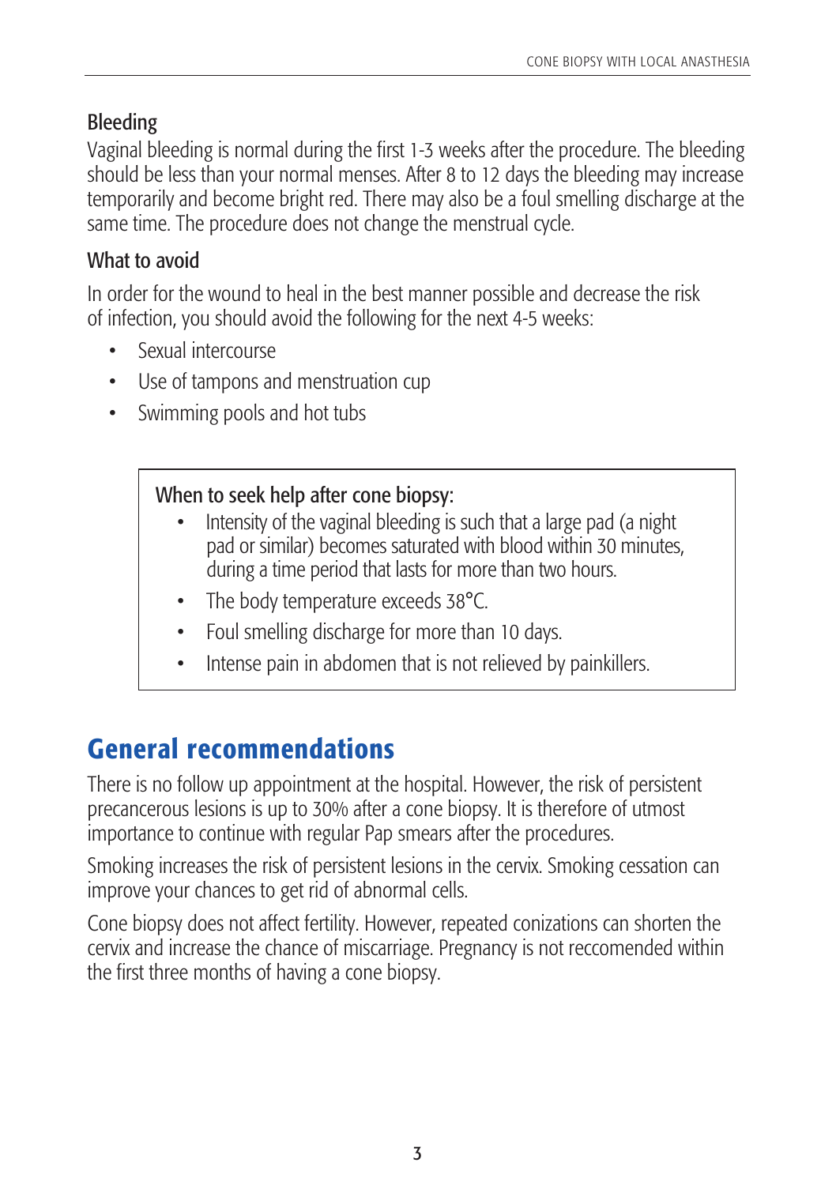### Bleeding

Vaginal bleeding is normal during the first 1-3 weeks after the procedure. The bleeding should be less than your normal menses. After 8 to 12 days the bleeding may increase temporarily and become bright red. There may also be a foul smelling discharge at the same time. The procedure does not change the menstrual cycle.

### What to avoid

In order for the wound to heal in the best manner possible and decrease the risk of infection, you should avoid the following for the next 4-5 weeks:

- Sexual intercourse
- Use of tampons and menstruation cup
- Swimming pools and hot tubs

**When to seek help after cone biopsy:**

- Intensity of the vaginal bleeding is such that a large pad (a night pad or similar) becomes saturated with blood within 30 minutes, during a time period that lasts for more than two hours.
- The body temperature exceeds 38°C.
- Foul smelling discharge for more than 10 days.
- Intense pain in abdomen that is not relieved by painkillers.

## General recommendations

There is no follow up appointment at the hospital. However, the risk of persistent precancerous lesions is up to 30% after a cone biopsy. It is therefore of utmost importance to continue with regular Pap smears after the procedures.

Smoking increases the risk of persistent lesions in the cervix. Smoking cessation can improve your chances to get rid of abnormal cells.

Cone biopsy does not affect fertility. However, repeated conizations can shorten the cervix and increase the chance of miscarriage. Pregnancy is not reccomended within the first three months of having a cone biopsy.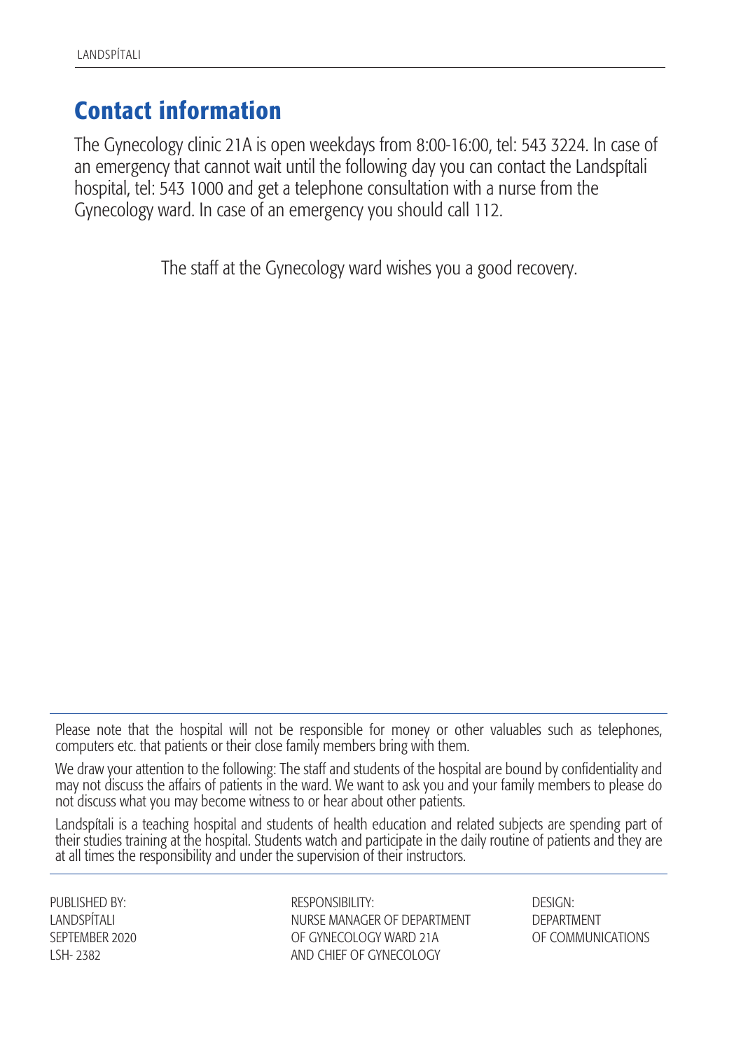## Contact information

The Gynecology clinic 21A is open weekdays from 8:00-16:00, tel: 543 3224. In case of an emergency that cannot wait until the following day you can contact the Landspítali hospital, tel: 543 1000 and get a telephone consultation with a nurse from the Gynecology ward. In case of an emergency you should call 112.

The staff at the Gynecology ward wishes you a good recovery.

---

Please note that the hospital will not be responsible for money or other valuables such as telephones, computers etc. that patients or their close family members bring with them.

We draw your attention to the following: The staff and students of the hospital are bound by confidentiality and may not discuss the affairs of patients in the ward. We want to ask you and your family members to please do not discuss what you may become witness to or hear about other patients.

Landspítali is a teaching hospital and students of health education and related subjects are spending part of their studies training at the hospital. Students watch and participate in the daily routine of patients and they are at all times the responsibility and under the supervision of their instructors.

---

PUBLISHED BY:
LANDSPÍTALI
SEPTEMBER 2020
LSH- 2382

RESPONSIBILITY:
NURSE MANAGER OF DEPARTMENT
OF GYNECOLOGY WARD 21A
AND CHIEF OF GYNECOLOGY

DESIGN:
DEPARTMENT
OF COMMUNICATIONS